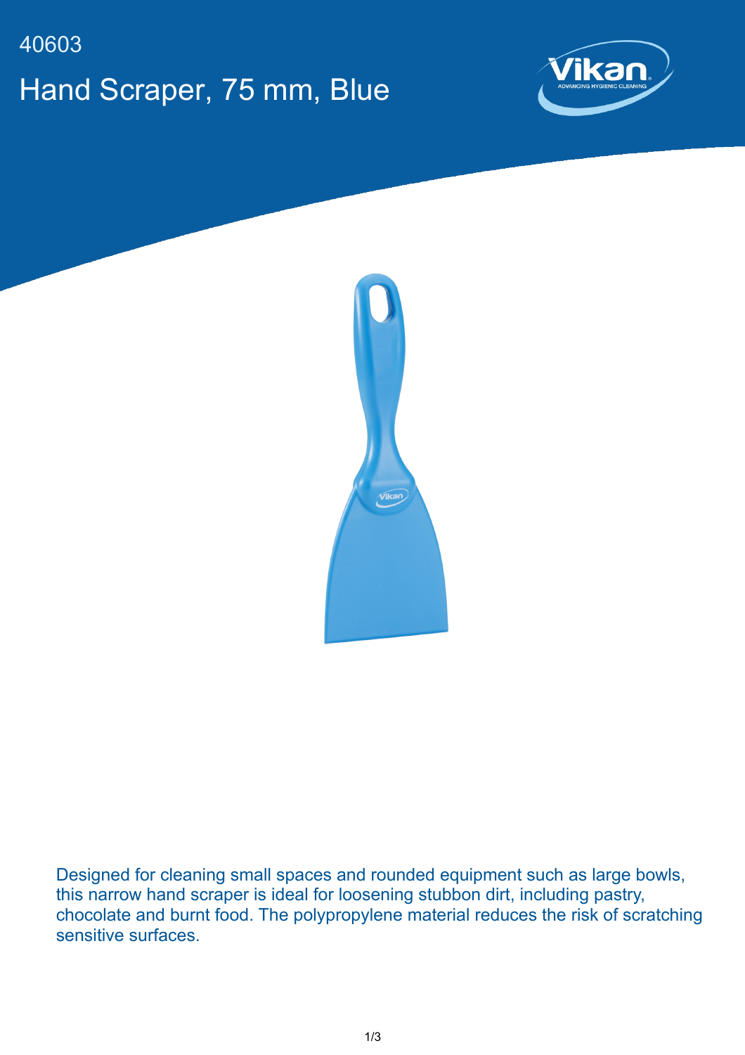40603

# Hand Scraper, 75 mm, Blue

Designed for cleaning small spaces and rounded equipment such as large bowls, this narrow hand scraper is ideal for loosening stubbon dirt, including pastry, chocolate and burnt food. The polypropylene material reduces the risk of scratching sensitive surfaces.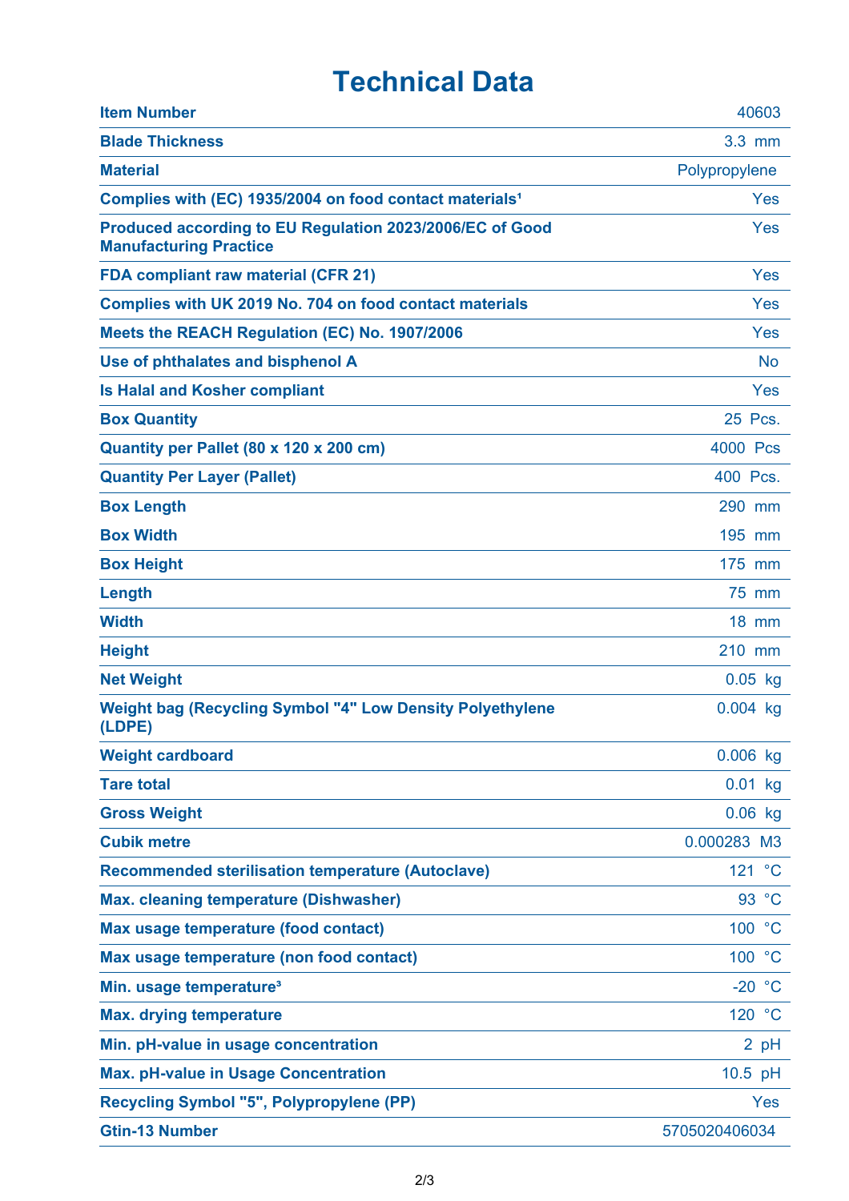# Technical Data

| | |
|---|---|
| **Item Number** | 40603 |
| **Blade Thickness** | 3.3 mm |
| **Material** | Polypropylene |
| **Complies with (EC) 1935/2004 on food contact materials¹** | Yes |
| **Produced according to EU Regulation 2023/2006/EC of Good Manufacturing Practice** | Yes |
| **FDA compliant raw material (CFR 21)** | Yes |
| **Complies with UK 2019 No. 704 on food contact materials** | Yes |
| **Meets the REACH Regulation (EC) No. 1907/2006** | Yes |
| **Use of phthalates and bisphenol A** | No |
| **Is Halal and Kosher compliant** | Yes |
| **Box Quantity** | 25 Pcs. |
| **Quantity per Pallet (80 x 120 x 200 cm)** | 4000 Pcs |
| **Quantity Per Layer (Pallet)** | 400 Pcs. |
| **Box Length** | 290 mm |
| **Box Width** | 195 mm |
| **Box Height** | 175 mm |
| **Length** | 75 mm |
| **Width** | 18 mm |
| **Height** | 210 mm |
| **Net Weight** | 0.05 kg |
| **Weight bag (Recycling Symbol "4" Low Density Polyethylene (LDPE)** | 0.004 kg |
| **Weight cardboard** | 0.006 kg |
| **Tare total** | 0.01 kg |
| **Gross Weight** | 0.06 kg |
| **Cubik metre** | 0.000283 M3 |
| **Recommended sterilisation temperature (Autoclave)** | 121 °C |
| **Max. cleaning temperature (Dishwasher)** | 93 °C |
| **Max usage temperature (food contact)** | 100 °C |
| **Max usage temperature (non food contact)** | 100 °C |
| **Min. usage temperature³** | -20 °C |
| **Max. drying temperature** | 120 °C |
| **Min. pH-value in usage concentration** | 2 pH |
| **Max. pH-value in Usage Concentration** | 10.5 pH |
| **Recycling Symbol "5", Polypropylene (PP)** | Yes |
| **Gtin-13 Number** | 5705020406034 |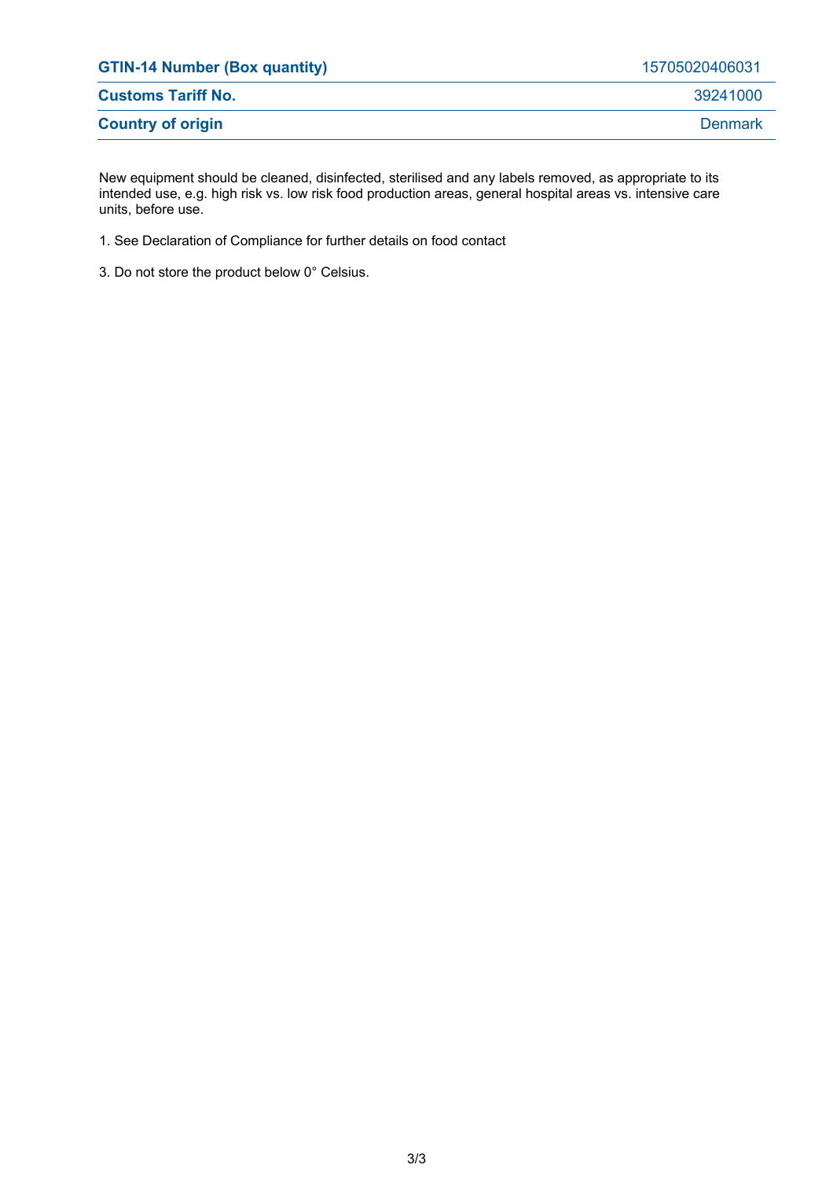| | |
|---|---|
| **GTIN-14 Number (Box quantity)** | 15705020406031 |
| **Customs Tariff No.** | 39241000 |
| **Country of origin** | Denmark |

New equipment should be cleaned, disinfected, sterilised and any labels removed, as appropriate to its intended use, e.g. high risk vs. low risk food production areas, general hospital areas vs. intensive care units, before use.

1. See Declaration of Compliance for further details on food contact

3. Do not store the product below 0° Celsius.